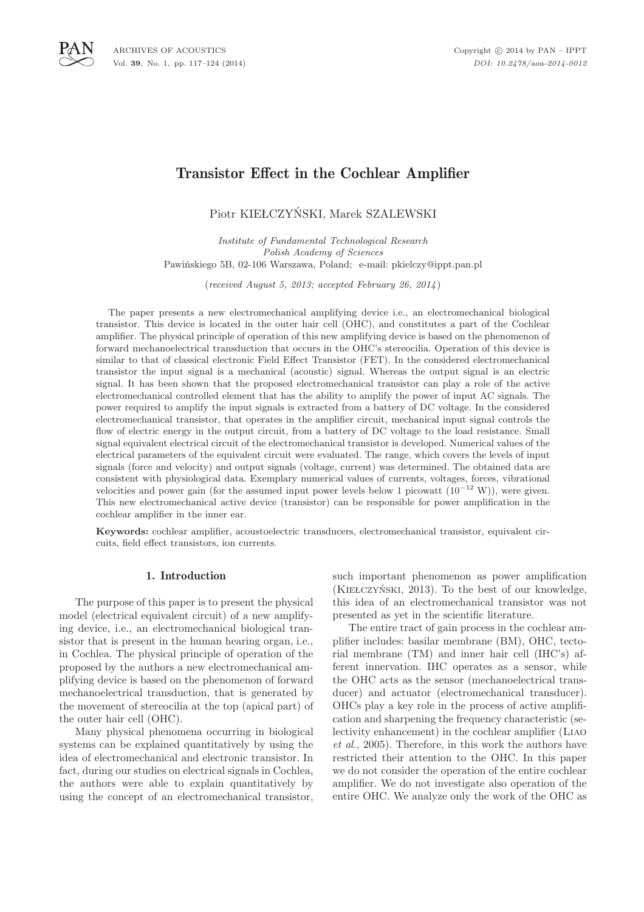# Transistor Effect in the Cochlear Amplifier

Piotr KIEŁCZYŃSKI, Marek SZALEWSKI

*Institute of Fundamental Technological Research*
*Polish Academy of Sciences*
Pawińskiego 5B, 02-106 Warszawa, Poland; e-mail: pkielczy@ippt.pan.pl

(*received August 5, 2013; accepted February 26, 2014*)

The paper presents a new electromechanical amplifying device i.e., an electromechanical biological transistor. This device is located in the outer hair cell (OHC), and constitutes a part of the Cochlear amplifier. The physical principle of operation of this new amplifying device is based on the phenomenon of forward mechanoelectrical transduction that occurs in the OHC's stereocilia. Operation of this device is similar to that of classical electronic Field Effect Transistor (FET). In the considered electromechanical transistor the input signal is a mechanical (acoustic) signal. Whereas the output signal is an electric signal. It has been shown that the proposed electromechanical transistor can play a role of the active electromechanical controlled element that has the ability to amplify the power of input AC signals. The power required to amplify the input signals is extracted from a battery of DC voltage. In the considered electromechanical transistor, that operates in the amplifier circuit, mechanical input signal controls the flow of electric energy in the output circuit, from a battery of DC voltage to the load resistance. Small signal equivalent electrical circuit of the electromechanical transistor is developed. Numerical values of the electrical parameters of the equivalent circuit were evaluated. The range, which covers the levels of input signals (force and velocity) and output signals (voltage, current) was determined. The obtained data are consistent with physiological data. Exemplary numerical values of currents, voltages, forces, vibrational velocities and power gain (for the assumed input power levels below 1 picowatt ($10^{-12}$ W)), were given. This new electromechanical active device (transistor) can be responsible for power amplification in the cochlear amplifier in the inner ear.

**Keywords:** cochlear amplifier, acoustoelectric transducers, electromechanical transistor, equivalent circuits, field effect transistors, ion currents.

## 1. Introduction

The purpose of this paper is to present the physical model (electrical equivalent circuit) of a new amplifying device, i.e., an electromechanical biological transistor that is present in the human hearing organ, i.e., in Cochlea. The physical principle of operation of the proposed by the authors a new electromechanical amplifying device is based on the phenomenon of forward mechanoelectrical transduction, that is generated by the movement of stereocilia at the top (apical part) of the outer hair cell (OHC).

Many physical phenomena occurring in biological systems can be explained quantitatively by using the idea of electromechanical and electronic transistor. In fact, during our studies on electrical signals in Cochlea, the authors were able to explain quantitatively by using the concept of an electromechanical transistor, such important phenomenon as power amplification (Kiełczyński, 2013). To the best of our knowledge, this idea of an electromechanical transistor was not presented as yet in the scientific literature.

The entire tract of gain process in the cochlear amplifier includes: basilar membrane (BM), OHC, tectorial membrane (TM) and inner hair cell (IHC's) afferent innervation. IHC operates as a sensor, while the OHC acts as the sensor (mechanoelectrical transducer) and actuator (electromechanical transducer). OHCs play a key role in the process of active amplification and sharpening the frequency characteristic (selectivity enhancement) in the cochlear amplifier (Liao *et al.*, 2005). Therefore, in this work the authors have restricted their attention to the OHC. In this paper we do not consider the operation of the entire cochlear amplifier. We do not investigate also operation of the entire OHC. We analyze only the work of the OHC as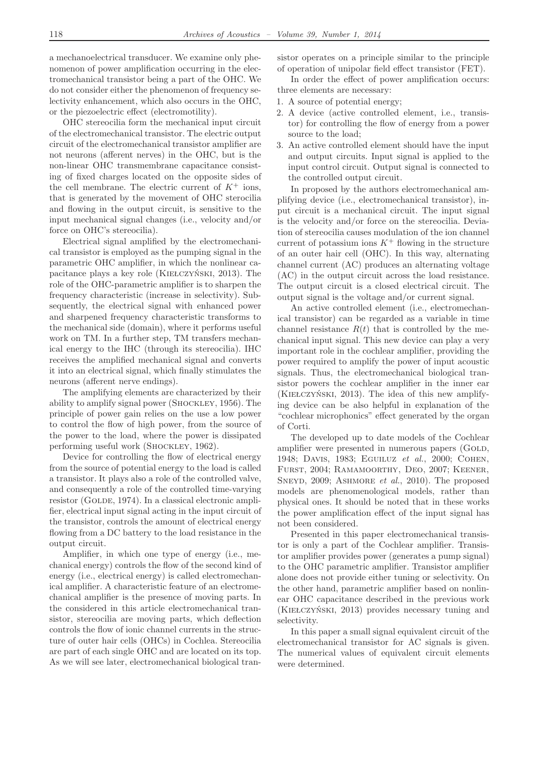a mechanoelectrical transducer. We examine only phenomenon of power amplification occurring in the electromechanical transistor being a part of the OHC. We do not consider either the phenomenon of frequency selectivity enhancement, which also occurs in the OHC, or the piezoelectric effect (electromotility).

OHC stereocilia form the mechanical input circuit of the electromechanical transistor. The electric output circuit of the electromechanical transistor amplifier are not neurons (afferent nerves) in the OHC, but is the non-linear OHC transmembrane capacitance consisting of fixed charges located on the opposite sides of the cell membrane. The electric current of $K^+$ ions, that is generated by the movement of OHC sterocilia and flowing in the output circuit, is sensitive to the input mechanical signal changes (i.e., velocity and/or force on OHC's stereocilia).

Electrical signal amplified by the electromechanical transistor is employed as the pumping signal in the parametric OHC amplifier, in which the nonlinear capacitance plays a key role (Kiełczyński, 2013). The role of the OHC-parametric amplifier is to sharpen the frequency characteristic (increase in selectivity). Subsequently, the electrical signal with enhanced power and sharpened frequency characteristic transforms to the mechanical side (domain), where it performs useful work on TM. In a further step, TM transfers mechanical energy to the IHC (through its stereocilia). IHC receives the amplified mechanical signal and converts it into an electrical signal, which finally stimulates the neurons (afferent nerve endings).

The amplifying elements are characterized by their ability to amplify signal power (Shockley, 1956). The principle of power gain relies on the use a low power to control the flow of high power, from the source of the power to the load, where the power is dissipated performing useful work (Shockley, 1962).

Device for controlling the flow of electrical energy from the source of potential energy to the load is called a transistor. It plays also a role of the controlled valve, and consequently a role of the controlled time-varying resistor (Golde, 1974). In a classical electronic amplifier, electrical input signal acting in the input circuit of the transistor, controls the amount of electrical energy flowing from a DC battery to the load resistance in the output circuit.

Amplifier, in which one type of energy (i.e., mechanical energy) controls the flow of the second kind of energy (i.e., electrical energy) is called electromechanical amplifier. A characteristic feature of an electromechanical amplifier is the presence of moving parts. In the considered in this article electromechanical transistor, stereocilia are moving parts, which deflection controls the flow of ionic channel currents in the structure of outer hair cells (OHCs) in Cochlea. Stereocilia are part of each single OHC and are located on its top. As we will see later, electromechanical biological transistor operates on a principle similar to the principle of operation of unipolar field effect transistor (FET).

In order the effect of power amplification occurs: three elements are necessary:

1. A source of potential energy;
2. A device (active controlled element, i.e., transistor) for controlling the flow of energy from a power source to the load;
3. An active controlled element should have the input and output circuits. Input signal is applied to the input control circuit. Output signal is connected to the controlled output circuit.

In proposed by the authors electromechanical amplifying device (i.e., electromechanical transistor), input circuit is a mechanical circuit. The input signal is the velocity and/or force on the stereocilia. Deviation of stereocilia causes modulation of the ion channel current of potassium ions $K^+$ flowing in the structure of an outer hair cell (OHC). In this way, alternating channel current (AC) produces an alternating voltage (AC) in the output circuit across the load resistance. The output circuit is a closed electrical circuit. The output signal is the voltage and/or current signal.

An active controlled element (i.e., electromechanical transistor) can be regarded as a variable in time channel resistance $R(t)$ that is controlled by the mechanical input signal. This new device can play a very important role in the cochlear amplifier, providing the power required to amplify the power of input acoustic signals. Thus, the electromechanical biological transistor powers the cochlear amplifier in the inner ear (Kiełczyński, 2013). The idea of this new amplifying device can be also helpful in explanation of the "cochlear microphonics" effect generated by the organ of Corti.

The developed up to date models of the Cochlear amplifier were presented in numerous papers (Gold, 1948; Davis, 1983; Eguiluz *et al.*, 2000; Cohen, Furst, 2004; Ramamoorthy, Deo, 2007; Keener, Sneyd, 2009; Ashmore *et al.*, 2010). The proposed models are phenomenological models, rather than physical ones. It should be noted that in these works the power amplification effect of the input signal has not been considered.

Presented in this paper electromechanical transistor is only a part of the Cochlear amplifier. Transistor amplifier provides power (generates a pump signal) to the OHC parametric amplifier. Transistor amplifier alone does not provide either tuning or selectivity. On the other hand, parametric amplifier based on nonlinear OHC capacitance described in the previous work (Kiełczyński, 2013) provides necessary tuning and selectivity.

In this paper a small signal equivalent circuit of the electromechanical transistor for AC signals is given. The numerical values of equivalent circuit elements were determined.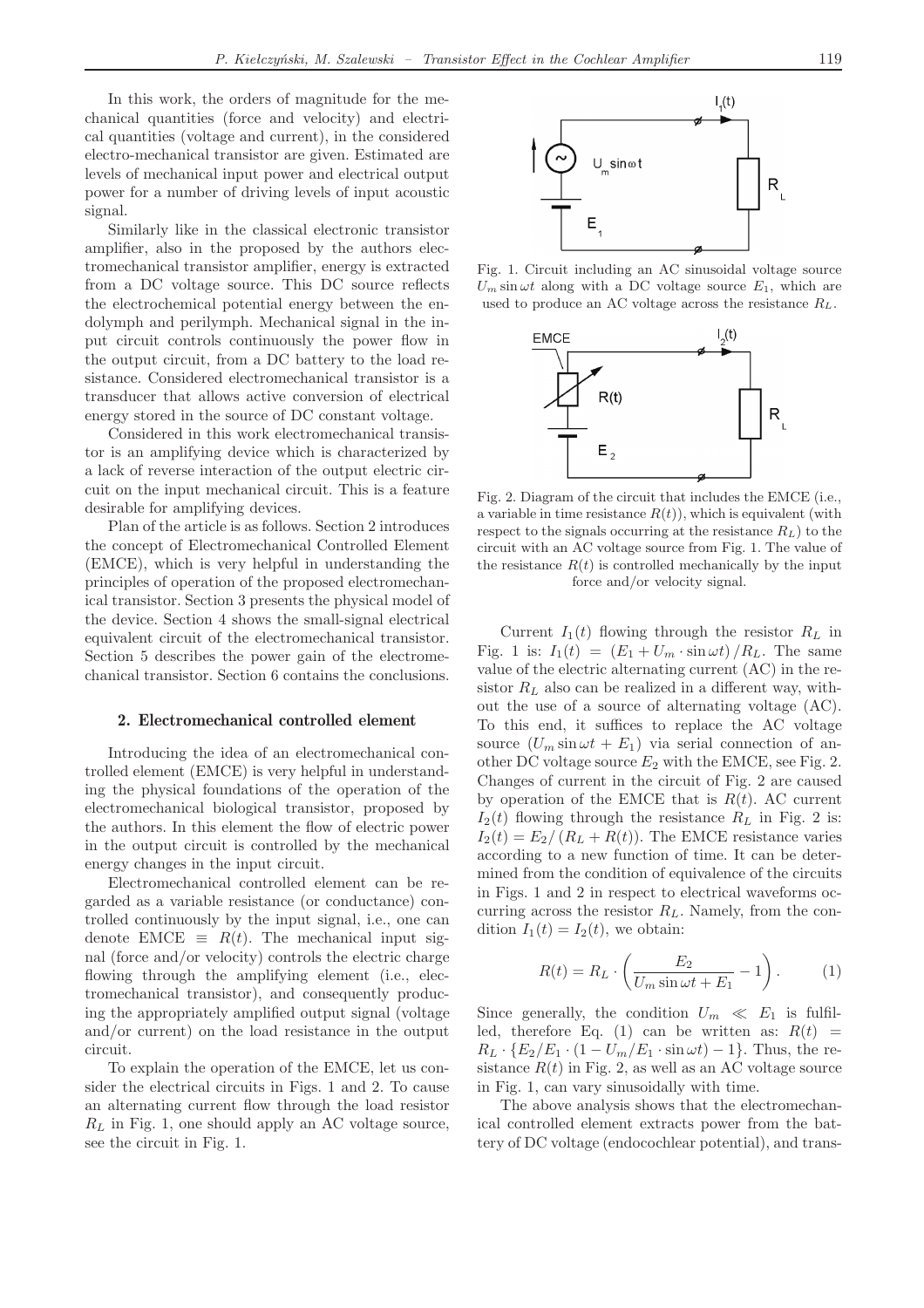In this work, the orders of magnitude for the mechanical quantities (force and velocity) and electrical quantities (voltage and current), in the considered electro-mechanical transistor are given. Estimated are levels of mechanical input power and electrical output power for a number of driving levels of input acoustic signal.

Similarly like in the classical electronic transistor amplifier, also in the proposed by the authors electromechanical transistor amplifier, energy is extracted from a DC voltage source. This DC source reflects the electrochemical potential energy between the endolymph and perilymph. Mechanical signal in the input circuit controls continuously the power flow in the output circuit, from a DC battery to the load resistance. Considered electromechanical transistor is a transducer that allows active conversion of electrical energy stored in the source of DC constant voltage.

Considered in this work electromechanical transistor is an amplifying device which is characterized by a lack of reverse interaction of the output electric circuit on the input mechanical circuit. This is a feature desirable for amplifying devices.

Plan of the article is as follows. Section 2 introduces the concept of Electromechanical Controlled Element (EMCE), which is very helpful in understanding the principles of operation of the proposed electromechanical transistor. Section 3 presents the physical model of the device. Section 4 shows the small-signal electrical equivalent circuit of the electromechanical transistor. Section 5 describes the power gain of the electromechanical transistor. Section 6 contains the conclusions.

## 2. Electromechanical controlled element

Introducing the idea of an electromechanical controlled element (EMCE) is very helpful in understanding the physical foundations of the operation of the electromechanical biological transistor, proposed by the authors. In this element the flow of electric power in the output circuit is controlled by the mechanical energy changes in the input circuit.

Electromechanical controlled element can be regarded as a variable resistance (or conductance) controlled continuously by the input signal, i.e., one can denote EMCE $\equiv R(t)$. The mechanical input signal (force and/or velocity) controls the electric charge flowing through the amplifying element (i.e., electromechanical transistor), and consequently producing the appropriately amplified output signal (voltage and/or current) on the load resistance in the output circuit.

To explain the operation of the EMCE, let us consider the electrical circuits in Figs. 1 and 2. To cause an alternating current flow through the load resistor $R_L$ in Fig. 1, one should apply an AC voltage source, see the circuit in Fig. 1.

Fig. 1. Circuit including an AC sinusoidal voltage source $U_m \sin \omega t$ along with a DC voltage source $E_1$, which are used to produce an AC voltage across the resistance $R_L$.

Fig. 2. Diagram of the circuit that includes the EMCE (i.e., a variable in time resistance $R(t)$), which is equivalent (with respect to the signals occurring at the resistance $R_L$) to the circuit with an AC voltage source from Fig. 1. The value of the resistance $R(t)$ is controlled mechanically by the input force and/or velocity signal.

Current $I_1(t)$ flowing through the resistor $R_L$ in Fig. 1 is: $I_1(t) = (E_1 + U_m \cdot \sin \omega t) / R_L$. The same value of the electric alternating current (AC) in the resistor $R_L$ also can be realized in a different way, without the use of a source of alternating voltage (AC). To this end, it suffices to replace the AC voltage source $(U_m \sin \omega t + E_1)$ via serial connection of another DC voltage source $E_2$ with the EMCE, see Fig. 2. Changes of current in the circuit of Fig. 2 are caused by operation of the EMCE that is $R(t)$. AC current $I_2(t)$ flowing through the resistance $R_L$ in Fig. 2 is: $I_2(t) = E_2 / (R_L + R(t))$. The EMCE resistance varies according to a new function of time. It can be determined from the condition of equivalence of the circuits in Figs. 1 and 2 in respect to electrical waveforms occurring across the resistor $R_L$. Namely, from the condition $I_1(t) = I_2(t)$, we obtain:

$$R(t) = R_L \cdot \left( \frac{E_2}{U_m \sin \omega t + E_1} - 1 \right). \qquad (1)$$

Since generally, the condition $U_m \ll E_1$ is fulfilled, therefore Eq. (1) can be written as: $R(t) = R_L \cdot \{E_2/E_1 \cdot (1 - U_m/E_1 \cdot \sin \omega t) - 1\}$. Thus, the resistance $R(t)$ in Fig. 2, as well as an AC voltage source in Fig. 1, can vary sinusoidally with time.

The above analysis shows that the electromechanical controlled element extracts power from the battery of DC voltage (endocochlear potential), and trans-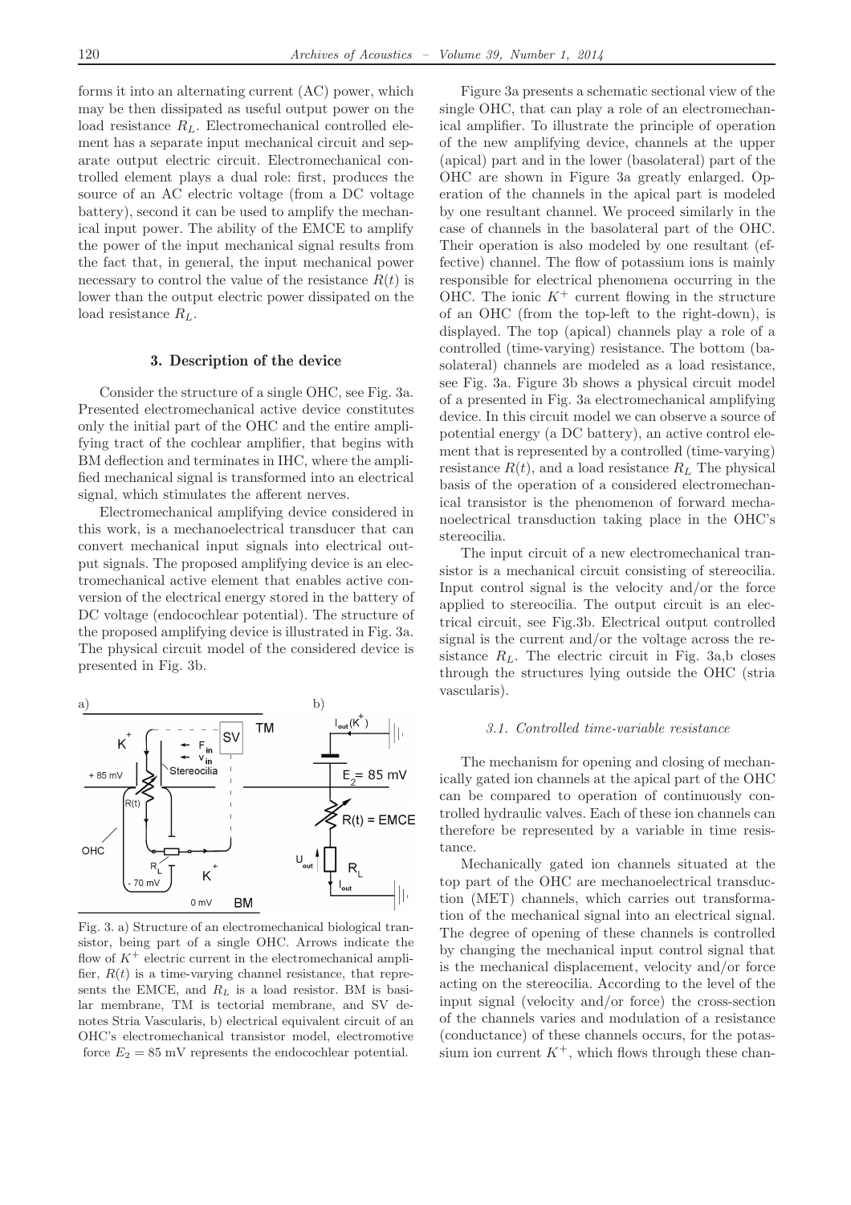forms it into an alternating current (AC) power, which may be then dissipated as useful output power on the load resistance $R_L$. Electromechanical controlled element has a separate input mechanical circuit and separate output electric circuit. Electromechanical controlled element plays a dual role: first, produces the source of an AC electric voltage (from a DC voltage battery), second it can be used to amplify the mechanical input power. The ability of the EMCE to amplify the power of the input mechanical signal results from the fact that, in general, the input mechanical power necessary to control the value of the resistance $R(t)$ is lower than the output electric power dissipated on the load resistance $R_L$.

### 3. Description of the device

Consider the structure of a single OHC, see Fig. 3a. Presented electromechanical active device constitutes only the initial part of the OHC and the entire amplifying tract of the cochlear amplifier, that begins with BM deflection and terminates in IHC, where the amplified mechanical signal is transformed into an electrical signal, which stimulates the afferent nerves.

Electromechanical amplifying device considered in this work, is a mechanoelectrical transducer that can convert mechanical input signals into electrical output signals. The proposed amplifying device is an electromechanical active element that enables active conversion of the electrical energy stored in the battery of DC voltage (endocochlear potential). The structure of the proposed amplifying device is illustrated in Fig. 3a. The physical circuit model of the considered device is presented in Fig. 3b.

Fig. 3. a) Structure of an electromechanical biological transistor, being part of a single OHC. Arrows indicate the flow of $K^+$ electric current in the electromechanical amplifier, $R(t)$ is a time-varying channel resistance, that represents the EMCE, and $R_L$ is a load resistor. BM is basilar membrane, TM is tectorial membrane, and SV denotes Stria Vascularis, b) electrical equivalent circuit of an OHC's electromechanical transistor model, electromotive force $E_2 = 85$ mV represents the endocochlear potential.

Figure 3a presents a schematic sectional view of the single OHC, that can play a role of an electromechanical amplifier. To illustrate the principle of operation of the new amplifying device, channels at the upper (apical) part and in the lower (basolateral) part of the OHC are shown in Figure 3a greatly enlarged. Operation of the channels in the apical part is modeled by one resultant channel. We proceed similarly in the case of channels in the basolateral part of the OHC. Their operation is also modeled by one resultant (effective) channel. The flow of potassium ions is mainly responsible for electrical phenomena occurring in the OHC. The ionic $K^+$ current flowing in the structure of an OHC (from the top-left to the right-down), is displayed. The top (apical) channels play a role of a controlled (time-varying) resistance. The bottom (basolateral) channels are modeled as a load resistance, see Fig. 3a. Figure 3b shows a physical circuit model of a presented in Fig. 3a electromechanical amplifying device. In this circuit model we can observe a source of potential energy (a DC battery), an active control element that is represented by a controlled (time-varying) resistance $R(t)$, and a load resistance $R_L$ The physical basis of the operation of a considered electromechanical transistor is the phenomenon of forward mechanoelectrical transduction taking place in the OHC's stereocilia.

The input circuit of a new electromechanical transistor is a mechanical circuit consisting of stereocilia. Input control signal is the velocity and/or the force applied to stereocilia. The output circuit is an electrical circuit, see Fig.3b. Electrical output controlled signal is the current and/or the voltage across the resistance $R_L$. The electric circuit in Fig. 3a,b closes through the structures lying outside the OHC (stria vascularis).

#### *3.1. Controlled time-variable resistance*

The mechanism for opening and closing of mechanically gated ion channels at the apical part of the OHC can be compared to operation of continuously controlled hydraulic valves. Each of these ion channels can therefore be represented by a variable in time resistance.

Mechanically gated ion channels situated at the top part of the OHC are mechanoelectrical transduction (MET) channels, which carries out transformation of the mechanical signal into an electrical signal. The degree of opening of these channels is controlled by changing the mechanical input control signal that is the mechanical displacement, velocity and/or force acting on the stereocilia. According to the level of the input signal (velocity and/or force) the cross-section of the channels varies and modulation of a resistance (conductance) of these channels occurs, for the potassium ion current $K^+$, which flows through these chan-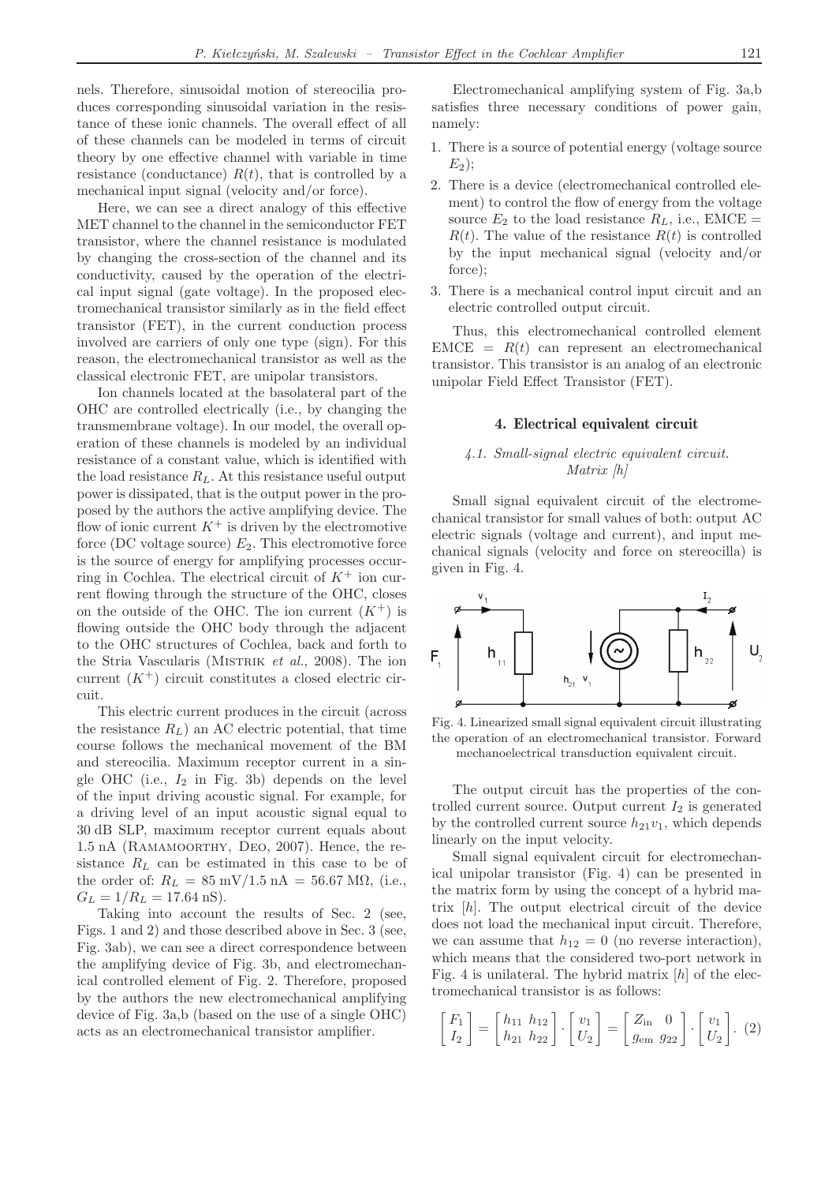nels. Therefore, sinusoidal motion of stereocilia produces corresponding sinusoidal variation in the resistance of these ionic channels. The overall effect of all of these channels can be modeled in terms of circuit theory by one effective channel with variable in time resistance (conductance) $R(t)$, that is controlled by a mechanical input signal (velocity and/or force).

Here, we can see a direct analogy of this effective MET channel to the channel in the semiconductor FET transistor, where the channel resistance is modulated by changing the cross-section of the channel and its conductivity, caused by the operation of the electrical input signal (gate voltage). In the proposed electromechanical transistor similarly as in the field effect transistor (FET), in the current conduction process involved are carriers of only one type (sign). For this reason, the electromechanical transistor as well as the classical electronic FET, are unipolar transistors.

Ion channels located at the basolateral part of the OHC are controlled electrically (i.e., by changing the transmembrane voltage). In our model, the overall operation of these channels is modeled by an individual resistance of a constant value, which is identified with the load resistance $R_L$. At this resistance useful output power is dissipated, that is the output power in the proposed by the authors the active amplifying device. The flow of ionic current $K^+$ is driven by the electromotive force (DC voltage source) $E_2$. This electromotive force is the source of energy for amplifying processes occurring in Cochlea. The electrical circuit of $K^+$ ion current flowing through the structure of the OHC, closes on the outside of the OHC. The ion current ($K^+$) is flowing outside the OHC body through the adjacent to the OHC structures of Cochlea, back and forth to the Stria Vascularis (Mistrik *et al.*, 2008). The ion current ($K^+$) circuit constitutes a closed electric circuit.

This electric current produces in the circuit (across the resistance $R_L$) an AC electric potential, that time course follows the mechanical movement of the BM and stereocilia. Maximum receptor current in a single OHC (i.e., $I_2$ in Fig. 3b) depends on the level of the input driving acoustic signal. For example, for a driving level of an input acoustic signal equal to 30 dB SLP, maximum receptor current equals about 1.5 nA (Ramamoorthy, Deo, 2007). Hence, the resistance $R_L$ can be estimated in this case to be of the order of: $R_L = 85\text{ mV}/1.5\text{ nA} = 56.67\text{ M}\Omega$, (i.e., $G_L = 1/R_L = 17.64\text{ nS}$).

Taking into account the results of Sec. 2 (see, Figs. 1 and 2) and those described above in Sec. 3 (see, Fig. 3ab), we can see a direct correspondence between the amplifying device of Fig. 3b, and electromechanical controlled element of Fig. 2. Therefore, proposed by the authors the new electromechanical amplifying device of Fig. 3a,b (based on the use of a single OHC) acts as an electromechanical transistor amplifier.

Electromechanical amplifying system of Fig. 3a,b satisfies three necessary conditions of power gain, namely:

1. There is a source of potential energy (voltage source $E_2$);
2. There is a device (electromechanical controlled element) to control the flow of energy from the voltage source $E_2$ to the load resistance $R_L$, i.e., EMCE = $R(t)$. The value of the resistance $R(t)$ is controlled by the input mechanical signal (velocity and/or force);
3. There is a mechanical control input circuit and an electric controlled output circuit.

Thus, this electromechanical controlled element EMCE = $R(t)$ can represent an electromechanical transistor. This transistor is an analog of an electronic unipolar Field Effect Transistor (FET).

## 4. Electrical equivalent circuit

### 4.1. Small-signal electric equivalent circuit. Matrix [h]

Small signal equivalent circuit of the electromechanical transistor for small values of both: output AC electric signals (voltage and current), and input mechanical signals (velocity and force on stereocilla) is given in Fig. 4.

Fig. 4. Linearized small signal equivalent circuit illustrating the operation of an electromechanical transistor. Forward mechanoelectrical transduction equivalent circuit.

The output circuit has the properties of the controlled current source. Output current $I_2$ is generated by the controlled current source $h_{21}v_1$, which depends linearly on the input velocity.

Small signal equivalent circuit for electromechanical unipolar transistor (Fig. 4) can be presented in the matrix form by using the concept of a hybrid matrix [h]. The output electrical circuit of the device does not load the mechanical input circuit. Therefore, we can assume that $h_{12} = 0$ (no reverse interaction), which means that the considered two-port network in Fig. 4 is unilateral. The hybrid matrix [h] of the electromechanical transistor is as follows:

$$\begin{bmatrix} F_1 \\ I_2 \end{bmatrix} = \begin{bmatrix} h_{11} & h_{12} \\ h_{21} & h_{22} \end{bmatrix} \cdot \begin{bmatrix} v_1 \\ U_2 \end{bmatrix} = \begin{bmatrix} Z_{\text{in}} & 0 \\ g_{\text{em}} & g_{22} \end{bmatrix} \cdot \begin{bmatrix} v_1 \\ U_2 \end{bmatrix}. \quad (2)$$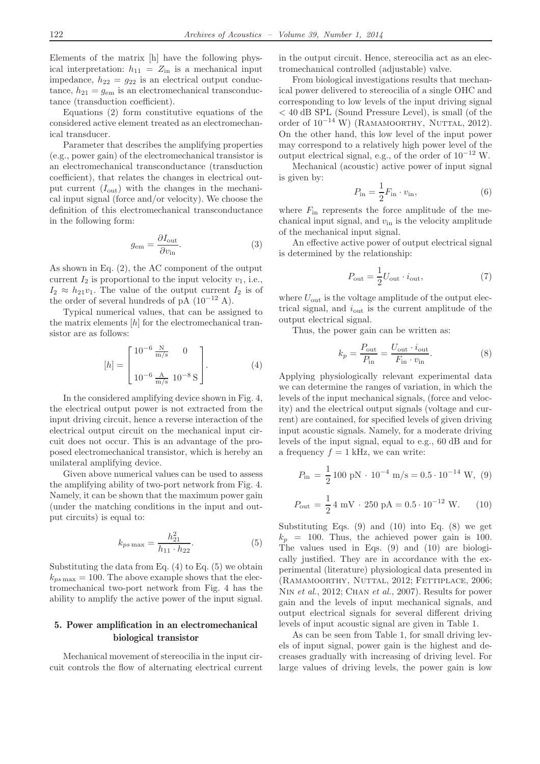Elements of the matrix [h] have the following physical interpretation: $h_{11} = Z_{\text{in}}$ is a mechanical input impedance, $h_{22} = g_{22}$ is an electrical output conductance, $h_{21} = g_{\text{em}}$ is an electromechanical transconductance (transduction coefficient).

Equations (2) form constitutive equations of the considered active element treated as an electromechanical transducer.

Parameter that describes the amplifying properties (e.g., power gain) of the electromechanical transistor is an electromechanical transconductance (transduction coefficient), that relates the changes in electrical output current ($I_{\text{out}}$) with the changes in the mechanical input signal (force and/or velocity). We choose the definition of this electromechanical transconductance in the following form:

$$g_{\text{em}} = \frac{\partial I_{\text{out}}}{\partial v_{\text{in}}}. \tag{3}$$

As shown in Eq. (2), the AC component of the output current $I_2$ is proportional to the input velocity $v_1$, i.e., $I_2 \approx h_{21} v_1$. The value of the output current $I_2$ is of the order of several hundreds of pA ($10^{-12}$ A).

Typical numerical values, that can be assigned to the matrix elements $[h]$ for the electromechanical transistor are as follows:

$$[h] = \begin{bmatrix} 10^{-6}\ \frac{\text{N}}{\text{m/s}} & 0 \\ & \\ 10^{-6}\ \frac{\text{A}}{\text{m/s}} & 10^{-8}\ \text{S} \end{bmatrix}. \tag{4}$$

In the considered amplifying device shown in Fig. 4, the electrical output power is not extracted from the input driving circuit, hence a reverse interaction of the electrical output circuit on the mechanical input circuit does not occur. This is an advantage of the proposed electromechanical transistor, which is hereby an unilateral amplifying device.

Given above numerical values can be used to assess the amplifying ability of two-port network from Fig. 4. Namely, it can be shown that the maximum power gain (under the matching conditions in the input and output circuits) is equal to:

$$k_{ps\max} = \frac{h_{21}^2}{h_{11} \cdot h_{22}}. \tag{5}$$

Substituting the data from Eq. (4) to Eq. (5) we obtain $k_{ps\max} = 100$. The above example shows that the electromechanical two-port network from Fig. 4 has the ability to amplify the active power of the input signal.

## 5. Power amplification in an electromechanical biological transistor

Mechanical movement of stereocilia in the input circuit controls the flow of alternating electrical current in the output circuit. Hence, stereocilia act as an electromechanical controlled (adjustable) valve.

From biological investigations results that mechanical power delivered to stereocilia of a single OHC and corresponding to low levels of the input driving signal < 40 dB SPL (Sound Pressure Level), is small (of the order of $10^{-14}$ W) (Ramamoorthy, Nuttal, 2012). On the other hand, this low level of the input power may correspond to a relatively high power level of the output electrical signal, e.g., of the order of $10^{-12}$ W.

Mechanical (acoustic) active power of input signal is given by:

$$P_{\text{in}} = \frac{1}{2} F_{\text{in}} \cdot v_{\text{in}}, \tag{6}$$

where $F_{\text{in}}$ represents the force amplitude of the mechanical input signal, and $v_{\text{in}}$ is the velocity amplitude of the mechanical input signal.

An effective active power of output electrical signal is determined by the relationship:

$$P_{\text{out}} = \frac{1}{2} U_{\text{out}} \cdot i_{\text{out}}, \tag{7}$$

where $U_{\text{out}}$ is the voltage amplitude of the output electrical signal, and $i_{\text{out}}$ is the current amplitude of the output electrical signal.

Thus, the power gain can be written as:

$$k_p = \frac{P_{\text{out}}}{P_{\text{in}}} = \frac{U_{\text{out}} \cdot i_{\text{out}}}{F_{\text{in}} \cdot v_{\text{in}}}. \tag{8}$$

Applying physiologically relevant experimental data we can determine the ranges of variation, in which the levels of the input mechanical signals, (force and velocity) and the electrical output signals (voltage and current) are contained, for specified levels of given driving input acoustic signals. Namely, for a moderate driving levels of the input signal, equal to e.g., 60 dB and for a frequency $f = 1$ kHz, we can write:

$$P_{\text{in}} = \frac{1}{2}\, 100\ \text{pN} \cdot 10^{-4}\ \text{m/s} = 0.5 \cdot 10^{-14}\ \text{W}, \tag{9}$$

$$P_{\text{out}} = \frac{1}{2}\, 4\ \text{mV} \cdot 250\ \text{pA} = 0.5 \cdot 10^{-12}\ \text{W}. \tag{10}$$

Substituting Eqs. (9) and (10) into Eq. (8) we get $k_p = 100$. Thus, the achieved power gain is 100. The values used in Eqs. (9) and (10) are biologically justified. They are in accordance with the experimental (literature) physiological data presented in (Ramamoorthy, Nuttal, 2012; Fettiplace, 2006; Nin *et al.*, 2012; Chan *et al.*, 2007). Results for power gain and the levels of input mechanical signals, and output electrical signals for several different driving levels of input acoustic signal are given in Table 1.

As can be seen from Table 1, for small driving levels of input signal, power gain is the highest and decreases gradually with increasing of driving level. For large values of driving levels, the power gain is low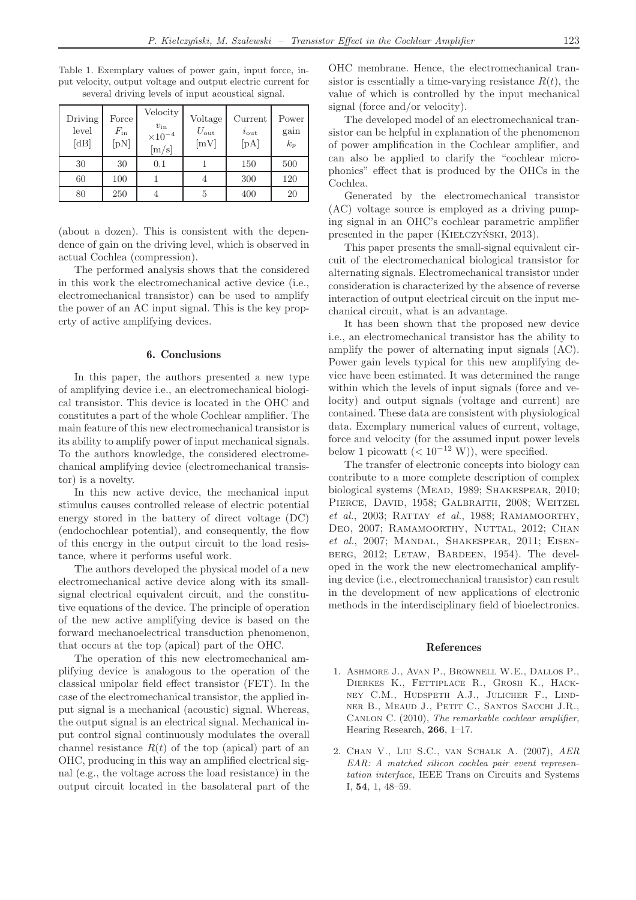Table 1. Exemplary values of power gain, input force, input velocity, output voltage and output electric current for several driving levels of input acoustical signal.

| Driving level [dB] | Force $F_{\text{in}}$ [pN] | Velocity $v_{\text{in}}$ $\times 10^{-4}$ [m/s] | Voltage $U_{\text{out}}$ [mV] | Current $i_{\text{out}}$ [pA] | Power gain $k_p$ |
|---|---|---|---|---|---|
| 30 | 30 | 0.1 | 1 | 150 | 500 |
| 60 | 100 | 1 | 4 | 300 | 120 |
| 80 | 250 | 4 | 5 | 400 | 20 |

(about a dozen). This is consistent with the dependence of gain on the driving level, which is observed in actual Cochlea (compression).

The performed analysis shows that the considered in this work the electromechanical active device (i.e., electromechanical transistor) can be used to amplify the power of an AC input signal. This is the key property of active amplifying devices.

## 6. Conclusions

In this paper, the authors presented a new type of amplifying device i.e., an electromechanical biological transistor. This device is located in the OHC and constitutes a part of the whole Cochlear amplifier. The main feature of this new electromechanical transistor is its ability to amplify power of input mechanical signals. To the authors knowledge, the considered electromechanical amplifying device (electromechanical transistor) is a novelty.

In this new active device, the mechanical input stimulus causes controlled release of electric potential energy stored in the battery of direct voltage (DC) (endochochlear potential), and consequently, the flow of this energy in the output circuit to the load resistance, where it performs useful work.

The authors developed the physical model of a new electromechanical active device along with its small-signal electrical equivalent circuit, and the constitutive equations of the device. The principle of operation of the new active amplifying device is based on the forward mechanoelectrical transduction phenomenon, that occurs at the top (apical) part of the OHC.

The operation of this new electromechanical amplifying device is analogous to the operation of the classical unipolar field effect transistor (FET). In the case of the electromechanical transistor, the applied input signal is a mechanical (acoustic) signal. Whereas, the output signal is an electrical signal. Mechanical input control signal continuously modulates the overall channel resistance $R(t)$ of the top (apical) part of an OHC, producing in this way an amplified electrical signal (e.g., the voltage across the load resistance) in the output circuit located in the basolateral part of the OHC membrane. Hence, the electromechanical transistor is essentially a time-varying resistance $R(t)$, the value of which is controlled by the input mechanical signal (force and/or velocity).

The developed model of an electromechanical transistor can be helpful in explanation of the phenomenon of power amplification in the Cochlear amplifier, and can also be applied to clarify the "cochlear microphonics" effect that is produced by the OHCs in the Cochlea.

Generated by the electromechanical transistor (AC) voltage source is employed as a driving pumping signal in an OHC's cochlear parametric amplifier presented in the paper (Kiełczyński, 2013).

This paper presents the small-signal equivalent circuit of the electromechanical biological transistor for alternating signals. Electromechanical transistor under consideration is characterized by the absence of reverse interaction of output electrical circuit on the input mechanical circuit, what is an advantage.

It has been shown that the proposed new device i.e., an electromechanical transistor has the ability to amplify the power of alternating input signals (AC). Power gain levels typical for this new amplifying device have been estimated. It was determined the range within which the levels of input signals (force and velocity) and output signals (voltage and current) are contained. These data are consistent with physiological data. Exemplary numerical values of current, voltage, force and velocity (for the assumed input power levels below 1 picowatt ($< 10^{-12}$ W)), were specified.

The transfer of electronic concepts into biology can contribute to a more complete description of complex biological systems (Mead, 1989; Shakespear, 2010; Pierce, David, 1958; Galbraith, 2008; Weitzel *et al.*, 2003; Rattay *et al.*, 1988; Ramamoorthy, Deo, 2007; Ramamoorthy, Nuttal, 2012; Chan *et al.*, 2007; Mandal, Shakespear, 2011; Eisenberg, 2012; Letaw, Bardeen, 1954). The developed in the work the new electromechanical amplifying device (i.e., electromechanical transistor) can result in the development of new applications of electronic methods in the interdisciplinary field of bioelectronics.

## References

1. Ashmore J., Avan P., Brownell W.E., Dallos P., Dierkes K., Fettiplace R., Grosh K., Hackney C.M., Hudspeth A.J., Julicher F., Lindner B., Meaud J., Petit C., Santos Sacchi J.R., Canlon C. (2010), *The remarkable cochlear amplifier*, Hearing Research, **266**, 1–17.

2. Chan V., Liu S.C., van Schalk A. (2007), *AER EAR: A matched silicon cochlea pair event representation interface*, IEEE Trans on Circuits and Systems I, **54**, 1, 48–59.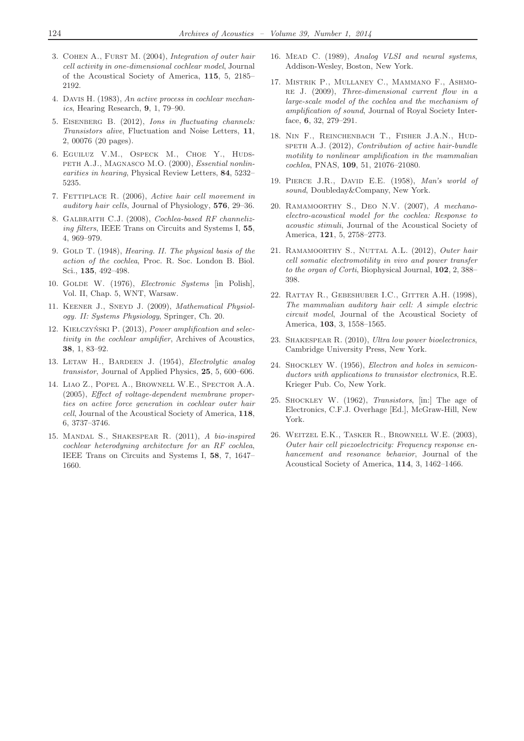3. Cohen A., Furst M. (2004), *Integration of outer hair cell activity in one-dimensional cochlear model*, Journal of the Acoustical Society of America, **115**, 5, 2185–2192.
4. Davis H. (1983), *An active process in cochlear mechanics*, Hearing Research, **9**, 1, 79–90.
5. Eisenberg B. (2012), *Ions in fluctuating channels: Transistors alive*, Fluctuation and Noise Letters, **11**, 2, 00076 (20 pages).
6. Eguiluz V.M., Ospeck M., Choe Y., Hudspeth A.J., Magnasco M.O. (2000), *Essential nonlinearities in hearing*, Physical Review Letters, **84**, 5232–5235.
7. Fettiplace R. (2006), *Active hair cell movement in auditory hair cells*, Journal of Physiology, **576**, 29–36.
8. Galbraith C.J. (2008), *Cochlea-based RF channelizing filters*, IEEE Trans on Circuits and Systems I, **55**, 4, 969–979.
9. Gold T. (1948), *Hearing. II. The physical basis of the action of the cochlea*, Proc. R. Soc. London B. Biol. Sci., **135**, 492–498.
10. Golde W. (1976), *Electronic Systems* [in Polish], Vol. II, Chap. 5, WNT, Warsaw.
11. Keener J., Sneyd J. (2009), *Mathematical Physiology. II: Systems Physiology*, Springer, Ch. 20.
12. Kiełczyński P. (2013), *Power amplification and selectivity in the cochlear amplifier*, Archives of Acoustics, **38**, 1, 83–92.
13. Letaw H., Bardeen J. (1954), *Electrolytic analog transistor*, Journal of Applied Physics, **25**, 5, 600–606.
14. Liao Z., Popel A., Brownell W.E., Spector A.A. (2005), *Effect of voltage-dependent membrane properties on active force generation in cochlear outer hair cell*, Journal of the Acoustical Society of America, **118**, 6, 3737–3746.
15. Mandal S., Shakespear R. (2011), *A bio-inspired cochlear heterodyning architecture for an RF cochlea*, IEEE Trans on Circuits and Systems I, **58**, 7, 1647–1660.
16. Mead C. (1989), *Analog VLSI and neural systems*, Addison-Wesley, Boston, New York.
17. Mistrik P., Mullaney C., Mammano F., Ashmore J. (2009), *Three-dimensional current flow in a large-scale model of the cochlea and the mechanism of amplification of sound*, Journal of Royal Society Interface, **6**, 32, 279–291.
18. Nin F., Reinchenbach T., Fisher J.A.N., Hudspeth A.J. (2012), *Contribution of active hair-bundle motility to nonlinear amplification in the mammalian cochlea*, PNAS, **109**, 51, 21076–21080.
19. Pierce J.R., David E.E. (1958), *Man's world of sound*, Doubleday&Company, New York.
20. Ramamoorthy S., Deo N.V. (2007), *A mechano-electro-acoustical model for the cochlea: Response to acoustic stimuli*, Journal of the Acoustical Society of America, **121**, 5, 2758–2773.
21. Ramamoorthy S., Nuttal A.L. (2012), *Outer hair cell somatic electromotility in vivo and power transfer to the organ of Corti*, Biophysical Journal, **102**, 2, 388–398.
22. Rattay R., Gebeshuber I.C., Gitter A.H. (1998), *The mammalian auditory hair cell: A simple electric circuit model*, Journal of the Acoustical Society of America, **103**, 3, 1558–1565.
23. Shakespear R. (2010), *Ultra low power bioelectronics*, Cambridge University Press, New York.
24. Shockley W. (1956), *Electron and holes in semiconductors with applications to transistor electronics*, R.E. Krieger Pub. Co, New York.
25. Shockley W. (1962), *Transistors*, [in:] The age of Electronics, C.F.J. Overhage [Ed.], McGraw-Hill, New York.
26. Weitzel E.K., Tasker R., Brownell W.E. (2003), *Outer hair cell piezoelectricity: Frequency response enhancement and resonance behavior*, Journal of the Acoustical Society of America, **114**, 3, 1462–1466.